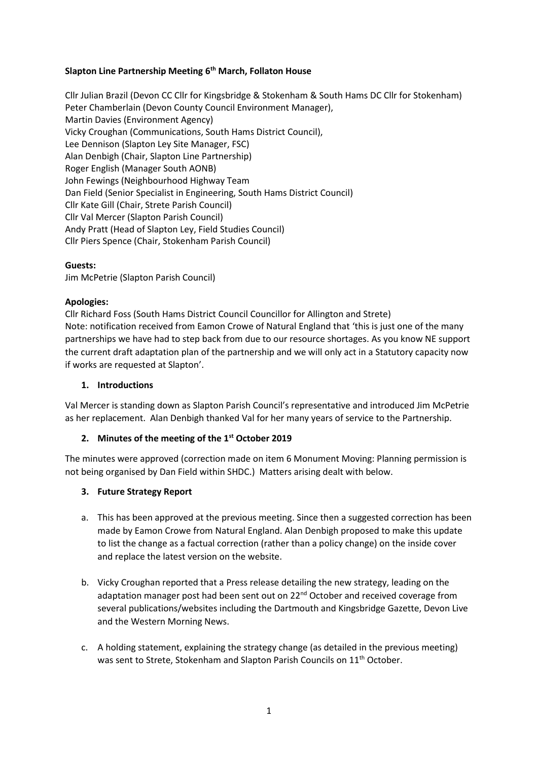**Slapton Line Partnership Meeting 6th March, Follaton House**

Cllr Julian Brazil (Devon CC Cllr for Kingsbridge & Stokenham & South Hams DC Cllr for Stokenham)
Peter Chamberlain (Devon County Council Environment Manager),
Martin Davies (Environment Agency)
Vicky Croughan (Communications, South Hams District Council),
Lee Dennison (Slapton Ley Site Manager, FSC)
Alan Denbigh (Chair, Slapton Line Partnership)
Roger English (Manager South AONB)
John Fewings (Neighbourhood Highway Team
Dan Field (Senior Specialist in Engineering, South Hams District Council)
Cllr Kate Gill (Chair, Strete Parish Council)
Cllr Val Mercer (Slapton Parish Council)
Andy Pratt (Head of Slapton Ley, Field Studies Council)
Cllr Piers Spence (Chair, Stokenham Parish Council)

**Guests:**
Jim McPetrie (Slapton Parish Council)

**Apologies:**
Cllr Richard Foss (South Hams District Council Councillor for Allington and Strete)
Note: notification received from Eamon Crowe of Natural England that 'this is just one of the many partnerships we have had to step back from due to our resource shortages. As you know NE support the current draft adaptation plan of the partnership and we will only act in a Statutory capacity now if works are requested at Slapton'.

1. **Introductions**

Val Mercer is standing down as Slapton Parish Council's representative and introduced Jim McPetrie as her replacement. Alan Denbigh thanked Val for her many years of service to the Partnership.

2. **Minutes of the meeting of the 1st October 2019**

The minutes were approved (correction made on item 6 Monument Moving: Planning permission is not being organised by Dan Field within SHDC.) Matters arising dealt with below.

3. **Future Strategy Report**

a. This has been approved at the previous meeting. Since then a suggested correction has been made by Eamon Crowe from Natural England. Alan Denbigh proposed to make this update to list the change as a factual correction (rather than a policy change) on the inside cover and replace the latest version on the website.

b. Vicky Croughan reported that a Press release detailing the new strategy, leading on the adaptation manager post had been sent out on 22nd October and received coverage from several publications/websites including the Dartmouth and Kingsbridge Gazette, Devon Live and the Western Morning News.

c. A holding statement, explaining the strategy change (as detailed in the previous meeting) was sent to Strete, Stokenham and Slapton Parish Councils on 11th October.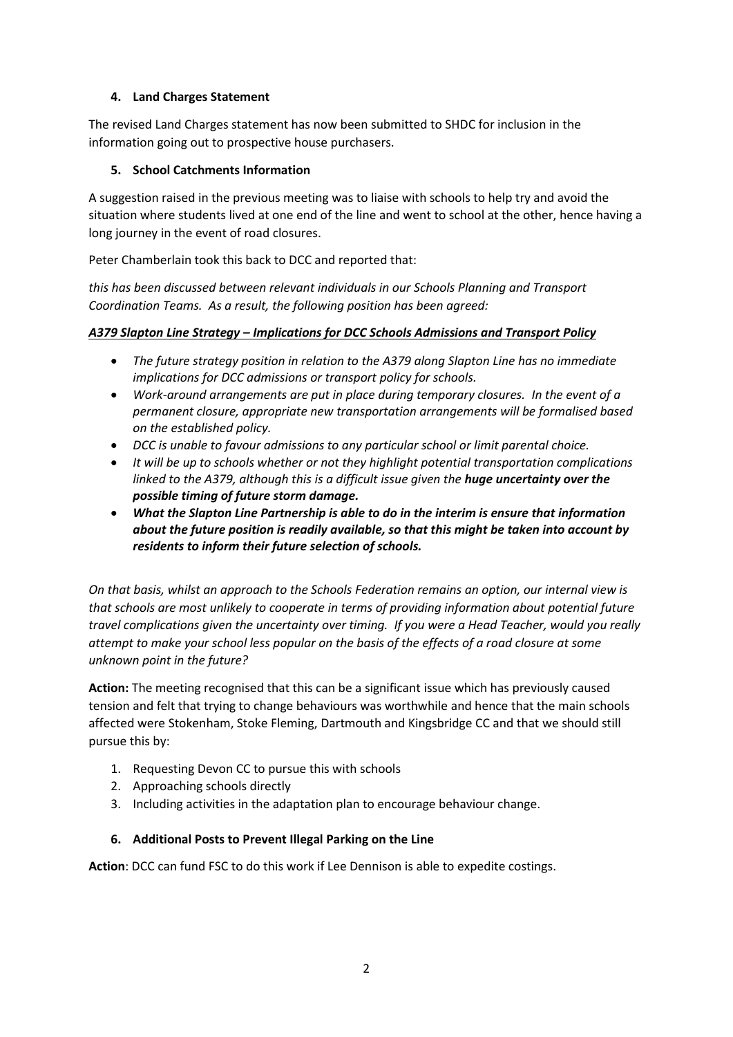### 4. Land Charges Statement

The revised Land Charges statement has now been submitted to SHDC for inclusion in the information going out to prospective house purchasers.

### 5. School Catchments Information

A suggestion raised in the previous meeting was to liaise with schools to help try and avoid the situation where students lived at one end of the line and went to school at the other, hence having a long journey in the event of road closures.

Peter Chamberlain took this back to DCC and reported that:

*this has been discussed between relevant individuals in our Schools Planning and Transport Coordination Teams. As a result, the following position has been agreed:*

***<u>A379 Slapton Line Strategy – Implications for DCC Schools Admissions and Transport Policy</u>***

- *The future strategy position in relation to the A379 along Slapton Line has no immediate implications for DCC admissions or transport policy for schools.*
- *Work-around arrangements are put in place during temporary closures. In the event of a permanent closure, appropriate new transportation arrangements will be formalised based on the established policy.*
- *DCC is unable to favour admissions to any particular school or limit parental choice.*
- *It will be up to schools whether or not they highlight potential transportation complications linked to the A379, although this is a difficult issue given the **huge uncertainty over the possible timing of future storm damage.***
- ***What the Slapton Line Partnership is able to do in the interim is ensure that information about the future position is readily available, so that this might be taken into account by residents to inform their future selection of schools.***

*On that basis, whilst an approach to the Schools Federation remains an option, our internal view is that schools are most unlikely to cooperate in terms of providing information about potential future travel complications given the uncertainty over timing. If you were a Head Teacher, would you really attempt to make your school less popular on the basis of the effects of a road closure at some unknown point in the future?*

**Action:** The meeting recognised that this can be a significant issue which has previously caused tension and felt that trying to change behaviours was worthwhile and hence that the main schools affected were Stokenham, Stoke Fleming, Dartmouth and Kingsbridge CC and that we should still pursue this by:

1. Requesting Devon CC to pursue this with schools
2. Approaching schools directly
3. Including activities in the adaptation plan to encourage behaviour change.

### 6. Additional Posts to Prevent Illegal Parking on the Line

**Action**: DCC can fund FSC to do this work if Lee Dennison is able to expedite costings.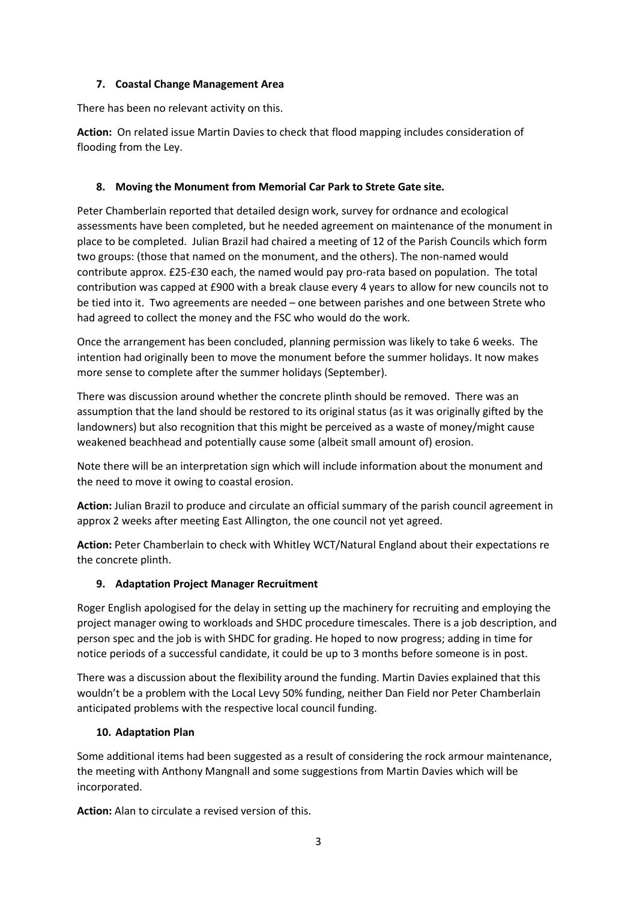## 7. Coastal Change Management Area

There has been no relevant activity on this.

**Action:** On related issue Martin Davies to check that flood mapping includes consideration of flooding from the Ley.

## 8. Moving the Monument from Memorial Car Park to Strete Gate site.

Peter Chamberlain reported that detailed design work, survey for ordnance and ecological assessments have been completed, but he needed agreement on maintenance of the monument in place to be completed. Julian Brazil had chaired a meeting of 12 of the Parish Councils which form two groups: (those that named on the monument, and the others). The non-named would contribute approx. £25-£30 each, the named would pay pro-rata based on population. The total contribution was capped at £900 with a break clause every 4 years to allow for new councils not to be tied into it. Two agreements are needed – one between parishes and one between Strete who had agreed to collect the money and the FSC who would do the work.

Once the arrangement has been concluded, planning permission was likely to take 6 weeks. The intention had originally been to move the monument before the summer holidays. It now makes more sense to complete after the summer holidays (September).

There was discussion around whether the concrete plinth should be removed. There was an assumption that the land should be restored to its original status (as it was originally gifted by the landowners) but also recognition that this might be perceived as a waste of money/might cause weakened beachhead and potentially cause some (albeit small amount of) erosion.

Note there will be an interpretation sign which will include information about the monument and the need to move it owing to coastal erosion.

**Action:** Julian Brazil to produce and circulate an official summary of the parish council agreement in approx 2 weeks after meeting East Allington, the one council not yet agreed.

**Action:** Peter Chamberlain to check with Whitley WCT/Natural England about their expectations re the concrete plinth.

## 9. Adaptation Project Manager Recruitment

Roger English apologised for the delay in setting up the machinery for recruiting and employing the project manager owing to workloads and SHDC procedure timescales. There is a job description, and person spec and the job is with SHDC for grading. He hoped to now progress; adding in time for notice periods of a successful candidate, it could be up to 3 months before someone is in post.

There was a discussion about the flexibility around the funding. Martin Davies explained that this wouldn't be a problem with the Local Levy 50% funding, neither Dan Field nor Peter Chamberlain anticipated problems with the respective local council funding.

## 10. Adaptation Plan

Some additional items had been suggested as a result of considering the rock armour maintenance, the meeting with Anthony Mangnall and some suggestions from Martin Davies which will be incorporated.

**Action:** Alan to circulate a revised version of this.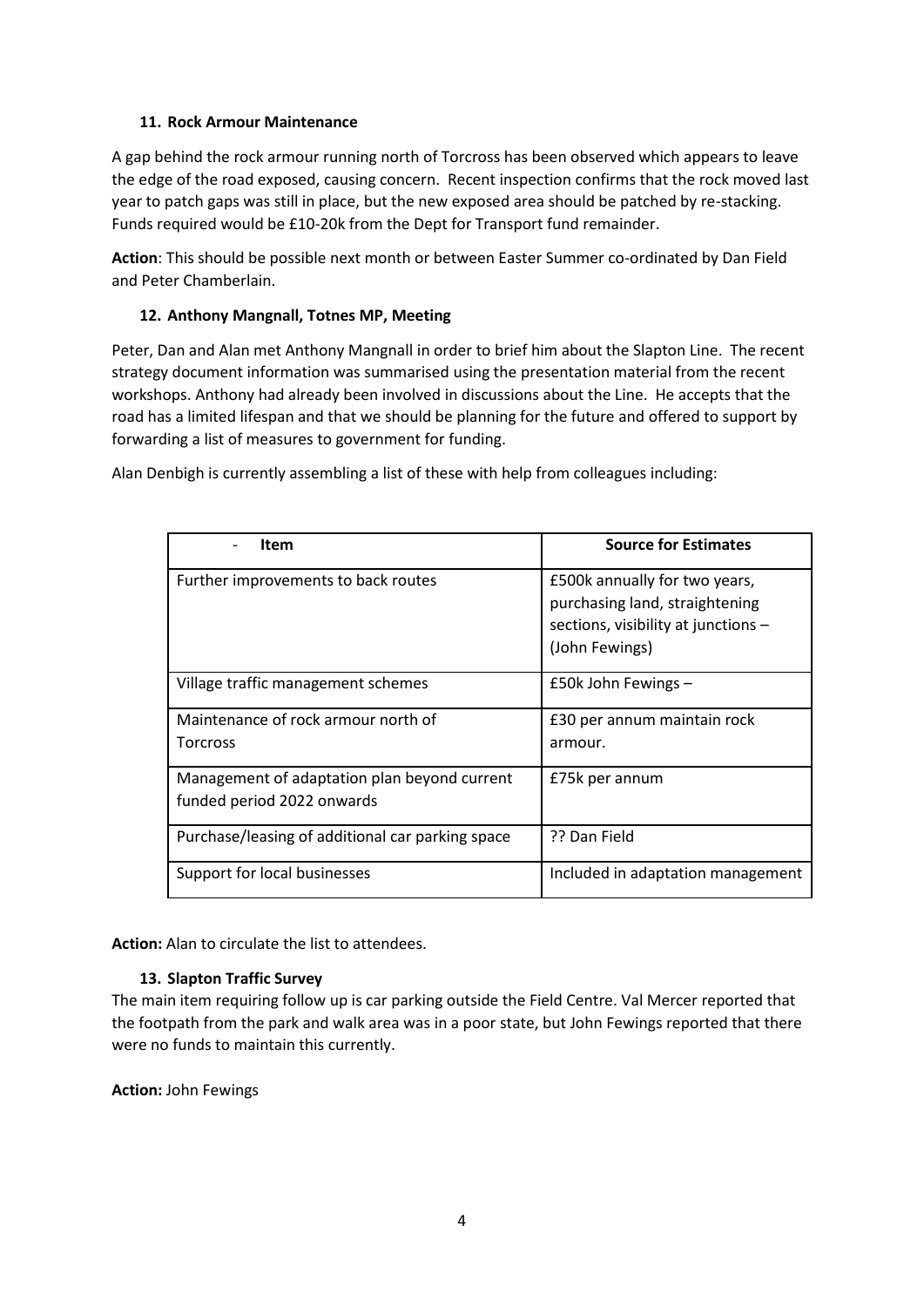### 11. Rock Armour Maintenance

A gap behind the rock armour running north of Torcross has been observed which appears to leave the edge of the road exposed, causing concern. Recent inspection confirms that the rock moved last year to patch gaps was still in place, but the new exposed area should be patched by re-stacking. Funds required would be £10-20k from the Dept for Transport fund remainder.

**Action**: This should be possible next month or between Easter Summer co-ordinated by Dan Field and Peter Chamberlain.

### 12. Anthony Mangnall, Totnes MP, Meeting

Peter, Dan and Alan met Anthony Mangnall in order to brief him about the Slapton Line. The recent strategy document information was summarised using the presentation material from the recent workshops. Anthony had already been involved in discussions about the Line. He accepts that the road has a limited lifespan and that we should be planning for the future and offered to support by forwarding a list of measures to government for funding.

Alan Denbigh is currently assembling a list of these with help from colleagues including:

| - Item | Source for Estimates |
|---|---|
| Further improvements to back routes | £500k annually for two years, purchasing land, straightening sections, visibility at junctions – (John Fewings) |
| Village traffic management schemes | £50k John Fewings – |
| Maintenance of rock armour north of Torcross | £30 per annum maintain rock armour. |
| Management of adaptation plan beyond current funded period 2022 onwards | £75k per annum |
| Purchase/leasing of additional car parking space | ?? Dan Field |
| Support for local businesses | Included in adaptation management |

**Action:** Alan to circulate the list to attendees.

### 13. Slapton Traffic Survey

The main item requiring follow up is car parking outside the Field Centre. Val Mercer reported that the footpath from the park and walk area was in a poor state, but John Fewings reported that there were no funds to maintain this currently.

**Action:** John Fewings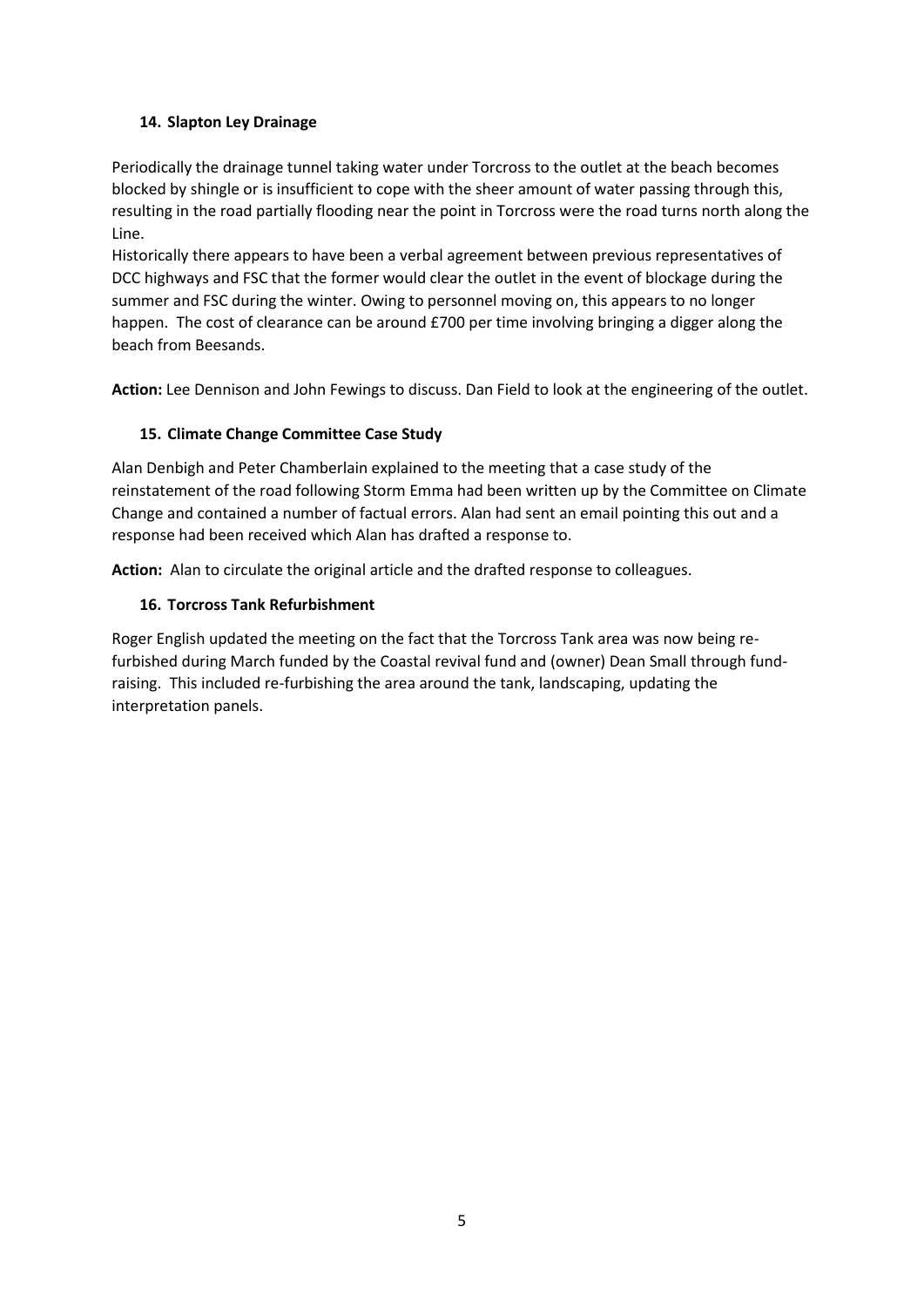### 14. Slapton Ley Drainage

Periodically the drainage tunnel taking water under Torcross to the outlet at the beach becomes blocked by shingle or is insufficient to cope with the sheer amount of water passing through this, resulting in the road partially flooding near the point in Torcross were the road turns north along the Line.

Historically there appears to have been a verbal agreement between previous representatives of DCC highways and FSC that the former would clear the outlet in the event of blockage during the summer and FSC during the winter. Owing to personnel moving on, this appears to no longer happen. The cost of clearance can be around £700 per time involving bringing a digger along the beach from Beesands.

**Action:** Lee Dennison and John Fewings to discuss. Dan Field to look at the engineering of the outlet.

### 15. Climate Change Committee Case Study

Alan Denbigh and Peter Chamberlain explained to the meeting that a case study of the reinstatement of the road following Storm Emma had been written up by the Committee on Climate Change and contained a number of factual errors. Alan had sent an email pointing this out and a response had been received which Alan has drafted a response to.

**Action:** Alan to circulate the original article and the drafted response to colleagues.

### 16. Torcross Tank Refurbishment

Roger English updated the meeting on the fact that the Torcross Tank area was now being re-furbished during March funded by the Coastal revival fund and (owner) Dean Small through fund-raising. This included re-furbishing the area around the tank, landscaping, updating the interpretation panels.